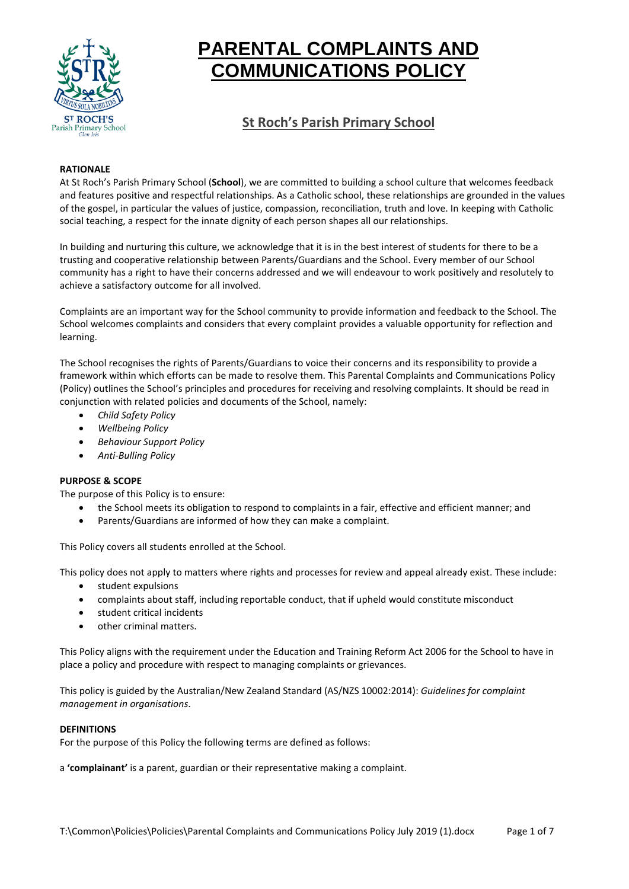# PARENTAL COMPLAINTS AND COMMUNICATIONS POLICY

## St Roch's Parish Primary School

**RATIONALE**

At St Roch's Parish Primary School (**School**), we are committed to building a school culture that welcomes feedback and features positive and respectful relationships. As a Catholic school, these relationships are grounded in the values of the gospel, in particular the values of justice, compassion, reconciliation, truth and love. In keeping with Catholic social teaching, a respect for the innate dignity of each person shapes all our relationships.

In building and nurturing this culture, we acknowledge that it is in the best interest of students for there to be a trusting and cooperative relationship between Parents/Guardians and the School. Every member of our School community has a right to have their concerns addressed and we will endeavour to work positively and resolutely to achieve a satisfactory outcome for all involved.

Complaints are an important way for the School community to provide information and feedback to the School. The School welcomes complaints and considers that every complaint provides a valuable opportunity for reflection and learning.

The School recognises the rights of Parents/Guardians to voice their concerns and its responsibility to provide a framework within which efforts can be made to resolve them. This Parental Complaints and Communications Policy (Policy) outlines the School's principles and procedures for receiving and resolving complaints. It should be read in conjunction with related policies and documents of the School, namely:

- *Child Safety Policy*
- *Wellbeing Policy*
- *Behaviour Support Policy*
- *Anti-Bulling Policy*

**PURPOSE & SCOPE**

The purpose of this Policy is to ensure:

- the School meets its obligation to respond to complaints in a fair, effective and efficient manner; and
- Parents/Guardians are informed of how they can make a complaint.

This Policy covers all students enrolled at the School.

This policy does not apply to matters where rights and processes for review and appeal already exist. These include:

- student expulsions
- complaints about staff, including reportable conduct, that if upheld would constitute misconduct
- student critical incidents
- other criminal matters.

This Policy aligns with the requirement under the Education and Training Reform Act 2006 for the School to have in place a policy and procedure with respect to managing complaints or grievances.

This policy is guided by the Australian/New Zealand Standard (AS/NZS 10002:2014): *Guidelines for complaint management in organisations*.

**DEFINITIONS**

For the purpose of this Policy the following terms are defined as follows:

a **'complainant'** is a parent, guardian or their representative making a complaint.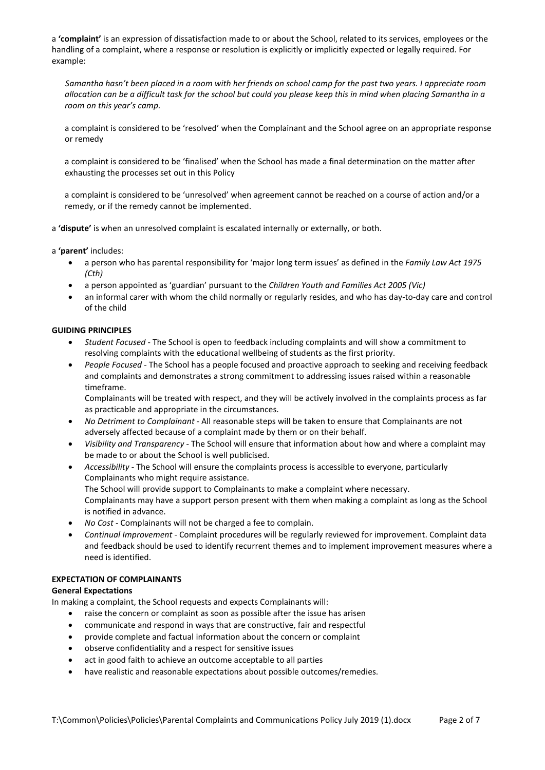a **'complaint'** is an expression of dissatisfaction made to or about the School, related to its services, employees or the handling of a complaint, where a response or resolution is explicitly or implicitly expected or legally required. For example:

> *Samantha hasn't been placed in a room with her friends on school camp for the past two years. I appreciate room allocation can be a difficult task for the school but could you please keep this in mind when placing Samantha in a room on this year's camp.*
>
> a complaint is considered to be 'resolved' when the Complainant and the School agree on an appropriate response or remedy
>
> a complaint is considered to be 'finalised' when the School has made a final determination on the matter after exhausting the processes set out in this Policy
>
> a complaint is considered to be 'unresolved' when agreement cannot be reached on a course of action and/or a remedy, or if the remedy cannot be implemented.

a **'dispute'** is when an unresolved complaint is escalated internally or externally, or both.

a **'parent'** includes:

- a person who has parental responsibility for 'major long term issues' as defined in the *Family Law Act 1975 (Cth)*
- a person appointed as 'guardian' pursuant to the *Children Youth and Families Act 2005 (Vic)*
- an informal carer with whom the child normally or regularly resides, and who has day-to-day care and control of the child

**GUIDING PRINCIPLES**

- *Student Focused* - The School is open to feedback including complaints and will show a commitment to resolving complaints with the educational wellbeing of students as the first priority.
- *People Focused* - The School has a people focused and proactive approach to seeking and receiving feedback and complaints and demonstrates a strong commitment to addressing issues raised within a reasonable timeframe.
  Complainants will be treated with respect, and they will be actively involved in the complaints process as far as practicable and appropriate in the circumstances.
- *No Detriment to Complainant* - All reasonable steps will be taken to ensure that Complainants are not adversely affected because of a complaint made by them or on their behalf.
- *Visibility and Transparency* - The School will ensure that information about how and where a complaint may be made to or about the School is well publicised.
- *Accessibility* - The School will ensure the complaints process is accessible to everyone, particularly Complainants who might require assistance.
  The School will provide support to Complainants to make a complaint where necessary.
  Complainants may have a support person present with them when making a complaint as long as the School is notified in advance.
- *No Cost* - Complainants will not be charged a fee to complain.
- *Continual Improvement* - Complaint procedures will be regularly reviewed for improvement. Complaint data and feedback should be used to identify recurrent themes and to implement improvement measures where a need is identified.

**EXPECTATION OF COMPLAINANTS**

**General Expectations**

In making a complaint, the School requests and expects Complainants will:

- raise the concern or complaint as soon as possible after the issue has arisen
- communicate and respond in ways that are constructive, fair and respectful
- provide complete and factual information about the concern or complaint
- observe confidentiality and a respect for sensitive issues
- act in good faith to achieve an outcome acceptable to all parties
- have realistic and reasonable expectations about possible outcomes/remedies.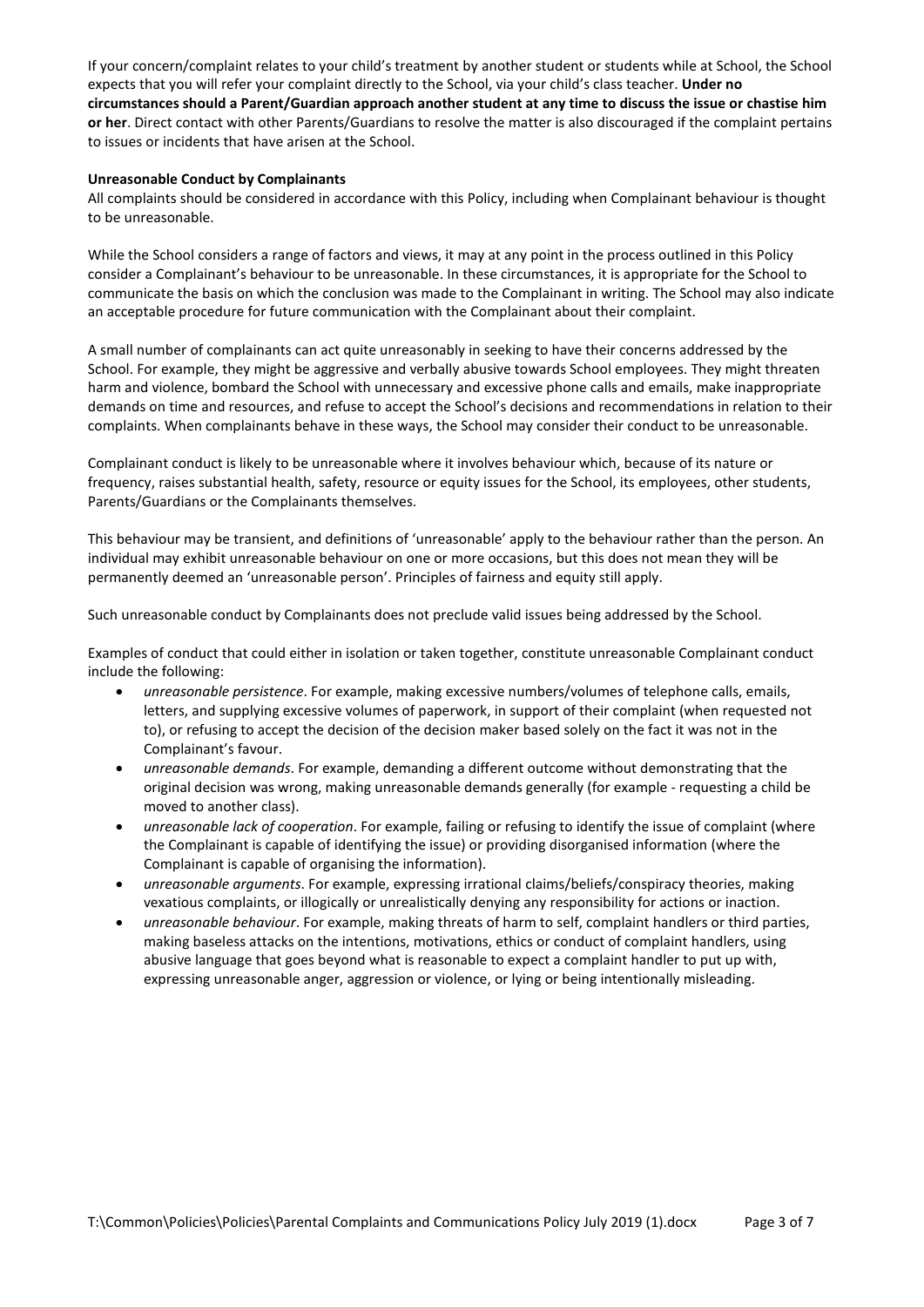If your concern/complaint relates to your child's treatment by another student or students while at School, the School expects that you will refer your complaint directly to the School, via your child's class teacher. **Under no circumstances should a Parent/Guardian approach another student at any time to discuss the issue or chastise him or her**. Direct contact with other Parents/Guardians to resolve the matter is also discouraged if the complaint pertains to issues or incidents that have arisen at the School.

**Unreasonable Conduct by Complainants**

All complaints should be considered in accordance with this Policy, including when Complainant behaviour is thought to be unreasonable.

While the School considers a range of factors and views, it may at any point in the process outlined in this Policy consider a Complainant's behaviour to be unreasonable. In these circumstances, it is appropriate for the School to communicate the basis on which the conclusion was made to the Complainant in writing. The School may also indicate an acceptable procedure for future communication with the Complainant about their complaint.

A small number of complainants can act quite unreasonably in seeking to have their concerns addressed by the School. For example, they might be aggressive and verbally abusive towards School employees. They might threaten harm and violence, bombard the School with unnecessary and excessive phone calls and emails, make inappropriate demands on time and resources, and refuse to accept the School's decisions and recommendations in relation to their complaints. When complainants behave in these ways, the School may consider their conduct to be unreasonable.

Complainant conduct is likely to be unreasonable where it involves behaviour which, because of its nature or frequency, raises substantial health, safety, resource or equity issues for the School, its employees, other students, Parents/Guardians or the Complainants themselves.

This behaviour may be transient, and definitions of 'unreasonable' apply to the behaviour rather than the person. An individual may exhibit unreasonable behaviour on one or more occasions, but this does not mean they will be permanently deemed an 'unreasonable person'. Principles of fairness and equity still apply.

Such unreasonable conduct by Complainants does not preclude valid issues being addressed by the School.

Examples of conduct that could either in isolation or taken together, constitute unreasonable Complainant conduct include the following:

- *unreasonable persistence*. For example, making excessive numbers/volumes of telephone calls, emails, letters, and supplying excessive volumes of paperwork, in support of their complaint (when requested not to), or refusing to accept the decision of the decision maker based solely on the fact it was not in the Complainant's favour.
- *unreasonable demands*. For example, demanding a different outcome without demonstrating that the original decision was wrong, making unreasonable demands generally (for example - requesting a child be moved to another class).
- *unreasonable lack of cooperation*. For example, failing or refusing to identify the issue of complaint (where the Complainant is capable of identifying the issue) or providing disorganised information (where the Complainant is capable of organising the information).
- *unreasonable arguments*. For example, expressing irrational claims/beliefs/conspiracy theories, making vexatious complaints, or illogically or unrealistically denying any responsibility for actions or inaction.
- *unreasonable behaviour*. For example, making threats of harm to self, complaint handlers or third parties, making baseless attacks on the intentions, motivations, ethics or conduct of complaint handlers, using abusive language that goes beyond what is reasonable to expect a complaint handler to put up with, expressing unreasonable anger, aggression or violence, or lying or being intentionally misleading.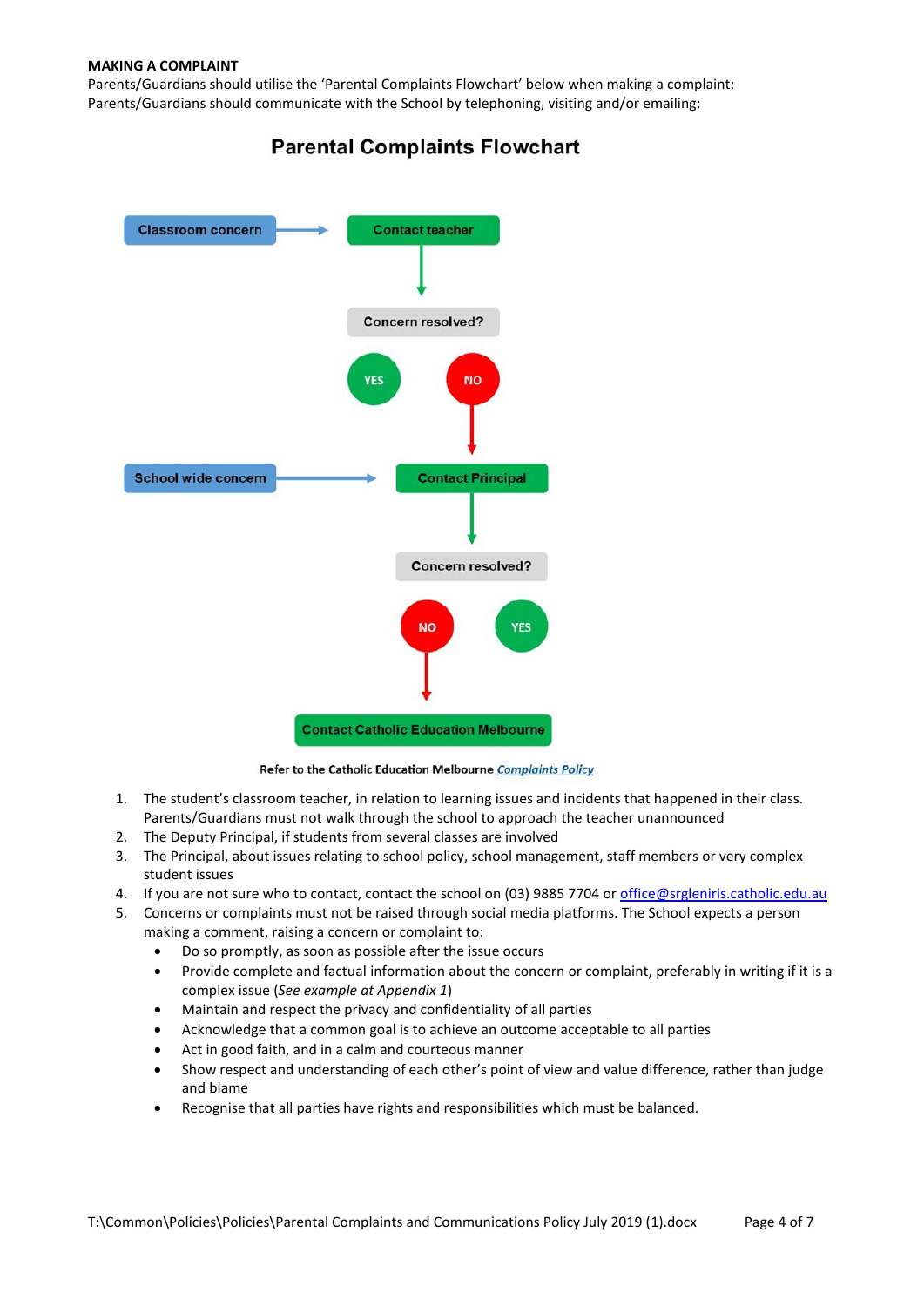**MAKING A COMPLAINT**

Parents/Guardians should utilise the 'Parental Complaints Flowchart' below when making a complaint:
Parents/Guardians should communicate with the School by telephoning, visiting and/or emailing:

## Parental Complaints Flowchart

Classroom concern → Contact teacher → Concern resolved? YES / NO

NO → Contact Principal

School wide concern → Contact Principal → Concern resolved? NO / YES

NO → Contact Catholic Education Melbourne

Refer to the Catholic Education Melbourne *Complaints Policy*

1. The student's classroom teacher, in relation to learning issues and incidents that happened in their class. Parents/Guardians must not walk through the school to approach the teacher unannounced
2. The Deputy Principal, if students from several classes are involved
3. The Principal, about issues relating to school policy, school management, staff members or very complex student issues
4. If you are not sure who to contact, contact the school on (03) 9885 7704 or office@srgleniris.catholic.edu.au
5. Concerns or complaints must not be raised through social media platforms. The School expects a person making a comment, raising a concern or complaint to:
   - Do so promptly, as soon as possible after the issue occurs
   - Provide complete and factual information about the concern or complaint, preferably in writing if it is a complex issue (*See example at Appendix 1*)
   - Maintain and respect the privacy and confidentiality of all parties
   - Acknowledge that a common goal is to achieve an outcome acceptable to all parties
   - Act in good faith, and in a calm and courteous manner
   - Show respect and understanding of each other's point of view and value difference, rather than judge and blame
   - Recognise that all parties have rights and responsibilities which must be balanced.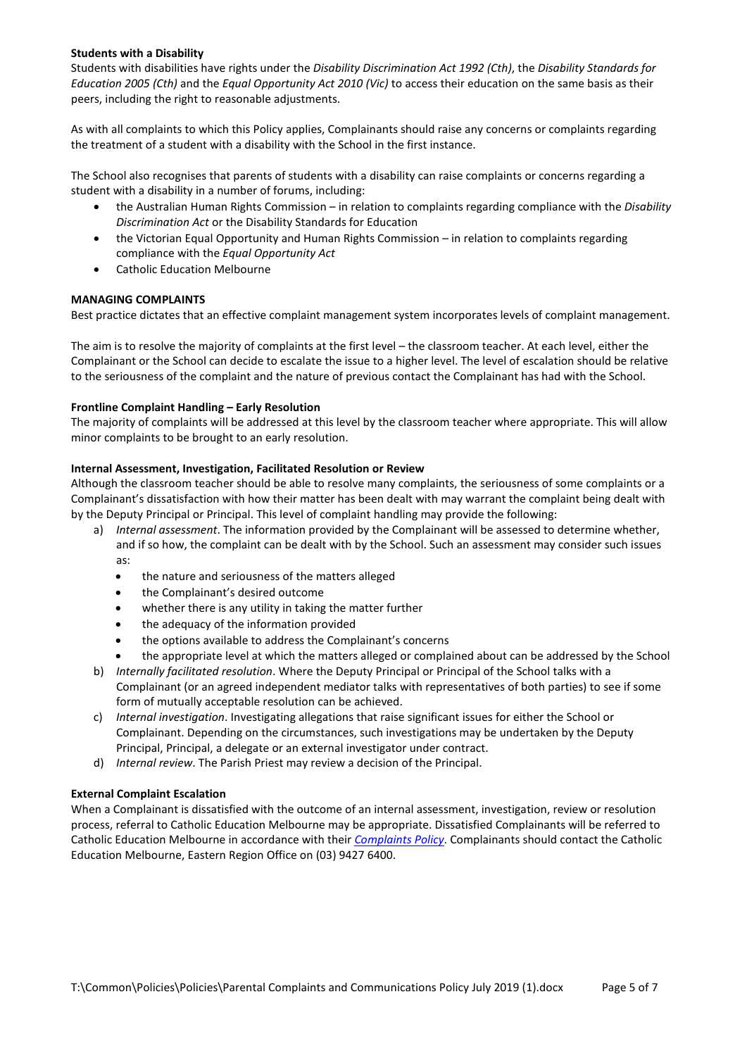**Students with a Disability**

Students with disabilities have rights under the *Disability Discrimination Act 1992 (Cth)*, the *Disability Standards for Education 2005 (Cth)* and the *Equal Opportunity Act 2010 (Vic)* to access their education on the same basis as their peers, including the right to reasonable adjustments.

As with all complaints to which this Policy applies, Complainants should raise any concerns or complaints regarding the treatment of a student with a disability with the School in the first instance.

The School also recognises that parents of students with a disability can raise complaints or concerns regarding a student with a disability in a number of forums, including:

- the Australian Human Rights Commission – in relation to complaints regarding compliance with the *Disability Discrimination Act* or the Disability Standards for Education
- the Victorian Equal Opportunity and Human Rights Commission – in relation to complaints regarding compliance with the *Equal Opportunity Act*
- Catholic Education Melbourne

**MANAGING COMPLAINTS**

Best practice dictates that an effective complaint management system incorporates levels of complaint management.

The aim is to resolve the majority of complaints at the first level – the classroom teacher. At each level, either the Complainant or the School can decide to escalate the issue to a higher level. The level of escalation should be relative to the seriousness of the complaint and the nature of previous contact the Complainant has had with the School.

**Frontline Complaint Handling – Early Resolution**

The majority of complaints will be addressed at this level by the classroom teacher where appropriate. This will allow minor complaints to be brought to an early resolution.

**Internal Assessment, Investigation, Facilitated Resolution or Review**

Although the classroom teacher should be able to resolve many complaints, the seriousness of some complaints or a Complainant's dissatisfaction with how their matter has been dealt with may warrant the complaint being dealt with by the Deputy Principal or Principal. This level of complaint handling may provide the following:

a) *Internal assessment*. The information provided by the Complainant will be assessed to determine whether, and if so how, the complaint can be dealt with by the School. Such an assessment may consider such issues as:
   - the nature and seriousness of the matters alleged
   - the Complainant's desired outcome
   - whether there is any utility in taking the matter further
   - the adequacy of the information provided
   - the options available to address the Complainant's concerns
   - the appropriate level at which the matters alleged or complained about can be addressed by the School

b) *Internally facilitated resolution*. Where the Deputy Principal or Principal of the School talks with a Complainant (or an agreed independent mediator talks with representatives of both parties) to see if some form of mutually acceptable resolution can be achieved.

c) *Internal investigation*. Investigating allegations that raise significant issues for either the School or Complainant. Depending on the circumstances, such investigations may be undertaken by the Deputy Principal, Principal, a delegate or an external investigator under contract.

d) *Internal review*. The Parish Priest may review a decision of the Principal.

**External Complaint Escalation**

When a Complainant is dissatisfied with the outcome of an internal assessment, investigation, review or resolution process, referral to Catholic Education Melbourne may be appropriate. Dissatisfied Complainants will be referred to Catholic Education Melbourne in accordance with their *Complaints Policy*. Complainants should contact the Catholic Education Melbourne, Eastern Region Office on (03) 9427 6400.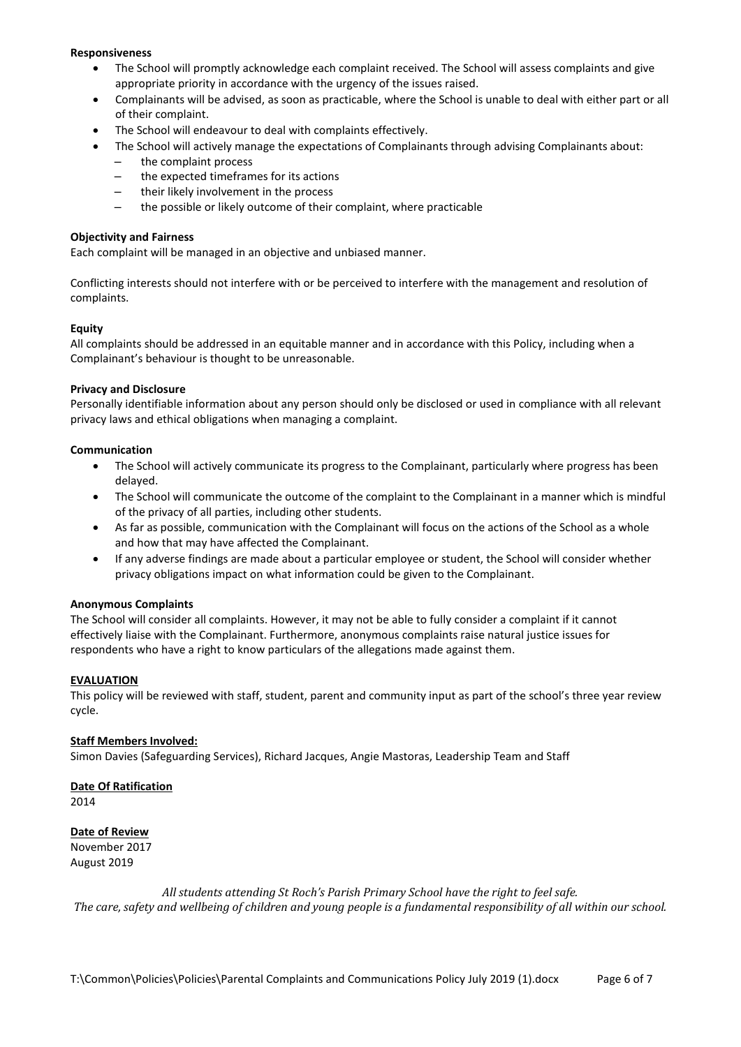**Responsiveness**

- The School will promptly acknowledge each complaint received. The School will assess complaints and give appropriate priority in accordance with the urgency of the issues raised.
- Complainants will be advised, as soon as practicable, where the School is unable to deal with either part or all of their complaint.
- The School will endeavour to deal with complaints effectively.
- The School will actively manage the expectations of Complainants through advising Complainants about:
  - the complaint process
  - the expected timeframes for its actions
  - their likely involvement in the process
  - the possible or likely outcome of their complaint, where practicable

**Objectivity and Fairness**

Each complaint will be managed in an objective and unbiased manner.

Conflicting interests should not interfere with or be perceived to interfere with the management and resolution of complaints.

**Equity**

All complaints should be addressed in an equitable manner and in accordance with this Policy, including when a Complainant's behaviour is thought to be unreasonable.

**Privacy and Disclosure**

Personally identifiable information about any person should only be disclosed or used in compliance with all relevant privacy laws and ethical obligations when managing a complaint.

**Communication**

- The School will actively communicate its progress to the Complainant, particularly where progress has been delayed.
- The School will communicate the outcome of the complaint to the Complainant in a manner which is mindful of the privacy of all parties, including other students.
- As far as possible, communication with the Complainant will focus on the actions of the School as a whole and how that may have affected the Complainant.
- If any adverse findings are made about a particular employee or student, the School will consider whether privacy obligations impact on what information could be given to the Complainant.

**Anonymous Complaints**

The School will consider all complaints. However, it may not be able to fully consider a complaint if it cannot effectively liaise with the Complainant. Furthermore, anonymous complaints raise natural justice issues for respondents who have a right to know particulars of the allegations made against them.

**EVALUATION**

This policy will be reviewed with staff, student, parent and community input as part of the school's three year review cycle.

**Staff Members Involved:**

Simon Davies (Safeguarding Services), Richard Jacques, Angie Mastoras, Leadership Team and Staff

**Date Of Ratification**

2014

**Date of Review**

November 2017
August 2019

*All students attending St Roch's Parish Primary School have the right to feel safe.*
*The care, safety and wellbeing of children and young people is a fundamental responsibility of all within our school.*

T:\Common\Policies\Policies\Parental Complaints and Communications Policy July 2019 (1).docx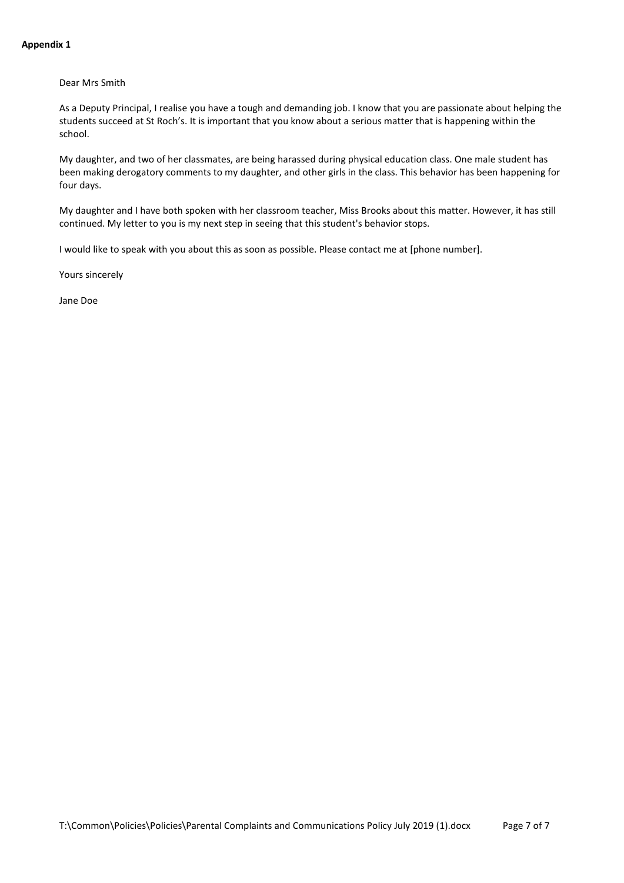**Appendix 1**

Dear Mrs Smith

As a Deputy Principal, I realise you have a tough and demanding job. I know that you are passionate about helping the students succeed at St Roch's. It is important that you know about a serious matter that is happening within the school.

My daughter, and two of her classmates, are being harassed during physical education class. One male student has been making derogatory comments to my daughter, and other girls in the class. This behavior has been happening for four days.

My daughter and I have both spoken with her classroom teacher, Miss Brooks about this matter. However, it has still continued. My letter to you is my next step in seeing that this student's behavior stops.

I would like to speak with you about this as soon as possible. Please contact me at [phone number].

Yours sincerely

Jane Doe